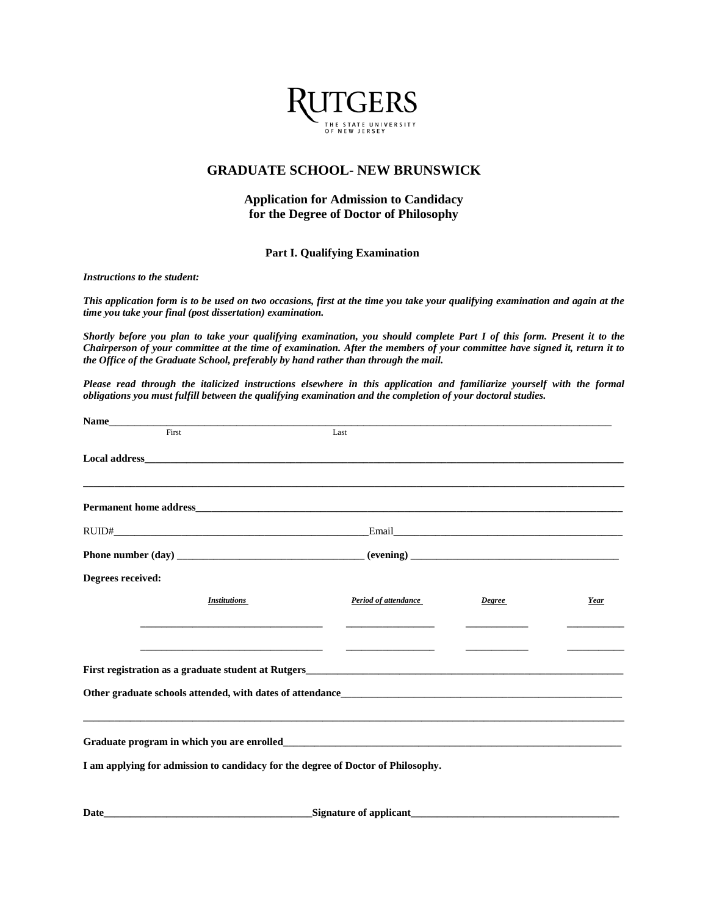RUTGERS
THE STATE UNIVERSITY OF NEW JERSEY

## GRADUATE SCHOOL- NEW BRUNSWICK

### Application for Admission to Candidacy for the Degree of Doctor of Philosophy

#### Part I. Qualifying Examination

***Instructions to the student:***

***This application form is to be used on two occasions, first at the time you take your qualifying examination and again at the time you take your final (post dissertation) examination.***

***Shortly before you plan to take your qualifying examination, you should complete Part I of this form. Present it to the Chairperson of your committee at the time of examination. After the members of your committee have signed it, return it to the Office of the Graduate School, preferably by hand rather than through the mail.***

***Please read through the italicized instructions elsewhere in this application and familiarize yourself with the formal obligations you must fulfill between the qualifying examination and the completion of your doctoral studies.***

**Name**______________________________________________
First                                        Last

**Local address**______________________________________________

______________________________________________

**Permanent home address**______________________________________________

RUID#______________________________ Email______________________________

**Phone number (day)** ______________________ **(evening)** ______________________

**Degrees received:**

| *Institutions* | *Period of attendance* | *Degree* | *Year* |
|---|---|---|---|
| ______________________ | ______________ | __________ | __________ |
| ______________________ | ______________ | __________ | __________ |

**First registration as a graduate student at Rutgers**______________________________

**Other graduate schools attended, with dates of attendance**______________________________

______________________________________________

**Graduate program in which you are enrolled**______________________________

**I am applying for admission to candidacy for the degree of Doctor of Philosophy.**

**Date**______________________ **Signature of applicant**______________________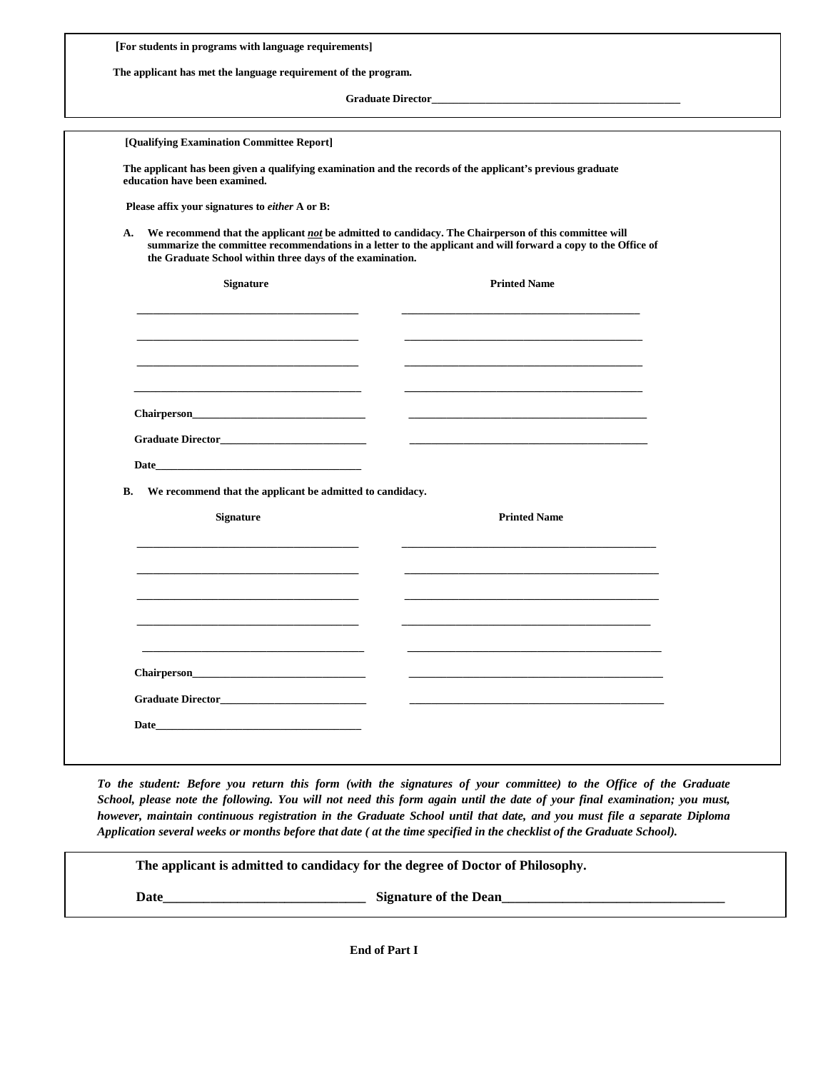**[For students in programs with language requirements]**

**The applicant has met the language requirement of the program.**

**Graduate Director**\_\_\_\_\_\_\_\_\_\_\_\_\_\_\_\_\_\_\_\_\_\_\_\_\_\_\_\_\_\_\_\_\_\_\_\_\_\_\_\_\_\_\_\_\_\_

---

**[Qualifying Examination Committee Report]**

**The applicant has been given a qualifying examination and the records of the applicant's previous graduate education have been examined.**

**Please affix your signatures to *either* A or B:**

**A. We recommend that the applicant *not* be admitted to candidacy. The Chairperson of this committee will summarize the committee recommendations in a letter to the applicant and will forward a copy to the Office of the Graduate School within three days of the examination.**

| Signature | Printed Name |
|---|---|
| \_\_\_\_\_\_\_\_\_\_\_\_\_\_\_\_\_\_\_\_\_\_\_\_\_\_\_\_\_\_\_\_\_\_\_\_\_\_\_\_ | \_\_\_\_\_\_\_\_\_\_\_\_\_\_\_\_\_\_\_\_\_\_\_\_\_\_\_\_\_\_\_\_\_\_\_\_\_\_\_\_\_\_\_ |
| \_\_\_\_\_\_\_\_\_\_\_\_\_\_\_\_\_\_\_\_\_\_\_\_\_\_\_\_\_\_\_\_\_\_\_\_\_\_\_\_ | \_\_\_\_\_\_\_\_\_\_\_\_\_\_\_\_\_\_\_\_\_\_\_\_\_\_\_\_\_\_\_\_\_\_\_\_\_\_\_\_\_\_\_ |
| \_\_\_\_\_\_\_\_\_\_\_\_\_\_\_\_\_\_\_\_\_\_\_\_\_\_\_\_\_\_\_\_\_\_\_\_\_\_\_\_ | \_\_\_\_\_\_\_\_\_\_\_\_\_\_\_\_\_\_\_\_\_\_\_\_\_\_\_\_\_\_\_\_\_\_\_\_\_\_\_\_\_\_\_ |
| \_\_\_\_\_\_\_\_\_\_\_\_\_\_\_\_\_\_\_\_\_\_\_\_\_\_\_\_\_\_\_\_\_\_\_\_\_\_\_\_ | \_\_\_\_\_\_\_\_\_\_\_\_\_\_\_\_\_\_\_\_\_\_\_\_\_\_\_\_\_\_\_\_\_\_\_\_\_\_\_\_\_\_\_ |
| **Chairperson**\_\_\_\_\_\_\_\_\_\_\_\_\_\_\_\_\_\_\_\_\_\_\_\_\_\_\_\_\_\_\_\_ | \_\_\_\_\_\_\_\_\_\_\_\_\_\_\_\_\_\_\_\_\_\_\_\_\_\_\_\_\_\_\_\_\_\_\_\_\_\_\_\_\_\_\_ |
| **Graduate Director**\_\_\_\_\_\_\_\_\_\_\_\_\_\_\_\_\_\_\_\_\_\_\_\_\_\_\_ | \_\_\_\_\_\_\_\_\_\_\_\_\_\_\_\_\_\_\_\_\_\_\_\_\_\_\_\_\_\_\_\_\_\_\_\_\_\_\_\_\_\_\_ |

**Date**\_\_\_\_\_\_\_\_\_\_\_\_\_\_\_\_\_\_\_\_\_\_\_\_\_\_\_\_\_\_\_\_\_\_\_\_\_\_

**B. We recommend that the applicant be admitted to candidacy.**

| Signature | Printed Name |
|---|---|
| \_\_\_\_\_\_\_\_\_\_\_\_\_\_\_\_\_\_\_\_\_\_\_\_\_\_\_\_\_\_\_\_\_\_\_\_\_\_\_\_ | \_\_\_\_\_\_\_\_\_\_\_\_\_\_\_\_\_\_\_\_\_\_\_\_\_\_\_\_\_\_\_\_\_\_\_\_\_\_\_\_\_\_\_\_\_\_ |
| \_\_\_\_\_\_\_\_\_\_\_\_\_\_\_\_\_\_\_\_\_\_\_\_\_\_\_\_\_\_\_\_\_\_\_\_\_\_\_\_ | \_\_\_\_\_\_\_\_\_\_\_\_\_\_\_\_\_\_\_\_\_\_\_\_\_\_\_\_\_\_\_\_\_\_\_\_\_\_\_\_\_\_\_\_\_\_ |
| \_\_\_\_\_\_\_\_\_\_\_\_\_\_\_\_\_\_\_\_\_\_\_\_\_\_\_\_\_\_\_\_\_\_\_\_\_\_\_\_ | \_\_\_\_\_\_\_\_\_\_\_\_\_\_\_\_\_\_\_\_\_\_\_\_\_\_\_\_\_\_\_\_\_\_\_\_\_\_\_\_\_\_\_\_\_\_ |
| \_\_\_\_\_\_\_\_\_\_\_\_\_\_\_\_\_\_\_\_\_\_\_\_\_\_\_\_\_\_\_\_\_\_\_\_\_\_\_\_ | \_\_\_\_\_\_\_\_\_\_\_\_\_\_\_\_\_\_\_\_\_\_\_\_\_\_\_\_\_\_\_\_\_\_\_\_\_\_\_\_\_\_\_\_\_\_ |
| \_\_\_\_\_\_\_\_\_\_\_\_\_\_\_\_\_\_\_\_\_\_\_\_\_\_\_\_\_\_\_\_\_\_\_\_\_\_\_\_ | \_\_\_\_\_\_\_\_\_\_\_\_\_\_\_\_\_\_\_\_\_\_\_\_\_\_\_\_\_\_\_\_\_\_\_\_\_\_\_\_\_\_\_\_\_\_ |
| **Chairperson**\_\_\_\_\_\_\_\_\_\_\_\_\_\_\_\_\_\_\_\_\_\_\_\_\_\_\_\_\_\_\_\_ | \_\_\_\_\_\_\_\_\_\_\_\_\_\_\_\_\_\_\_\_\_\_\_\_\_\_\_\_\_\_\_\_\_\_\_\_\_\_\_\_\_\_\_\_\_\_ |
| **Graduate Director**\_\_\_\_\_\_\_\_\_\_\_\_\_\_\_\_\_\_\_\_\_\_\_\_\_\_\_ | \_\_\_\_\_\_\_\_\_\_\_\_\_\_\_\_\_\_\_\_\_\_\_\_\_\_\_\_\_\_\_\_\_\_\_\_\_\_\_\_\_\_\_\_\_\_ |

**Date**\_\_\_\_\_\_\_\_\_\_\_\_\_\_\_\_\_\_\_\_\_\_\_\_\_\_\_\_\_\_\_\_\_\_\_\_\_\_

***To the student: Before you return this form (with the signatures of your committee) to the Office of the Graduate School, please note the following. You will not need this form again until the date of your final examination; you must, however, maintain continuous registration in the Graduate School until that date, and you must file a separate Diploma Application several weeks or months before that date ( at the time specified in the checklist of the Graduate School).***

---

**The applicant is admitted to candidacy for the degree of Doctor of Philosophy.**

**Date**\_\_\_\_\_\_\_\_\_\_\_\_\_\_\_\_\_\_\_\_\_\_\_\_\_\_\_\_\_\_\_ **Signature of the Dean**\_\_\_\_\_\_\_\_\_\_\_\_\_\_\_\_\_\_\_\_\_\_\_\_\_\_\_\_\_\_\_\_\_\_

**End of Part I**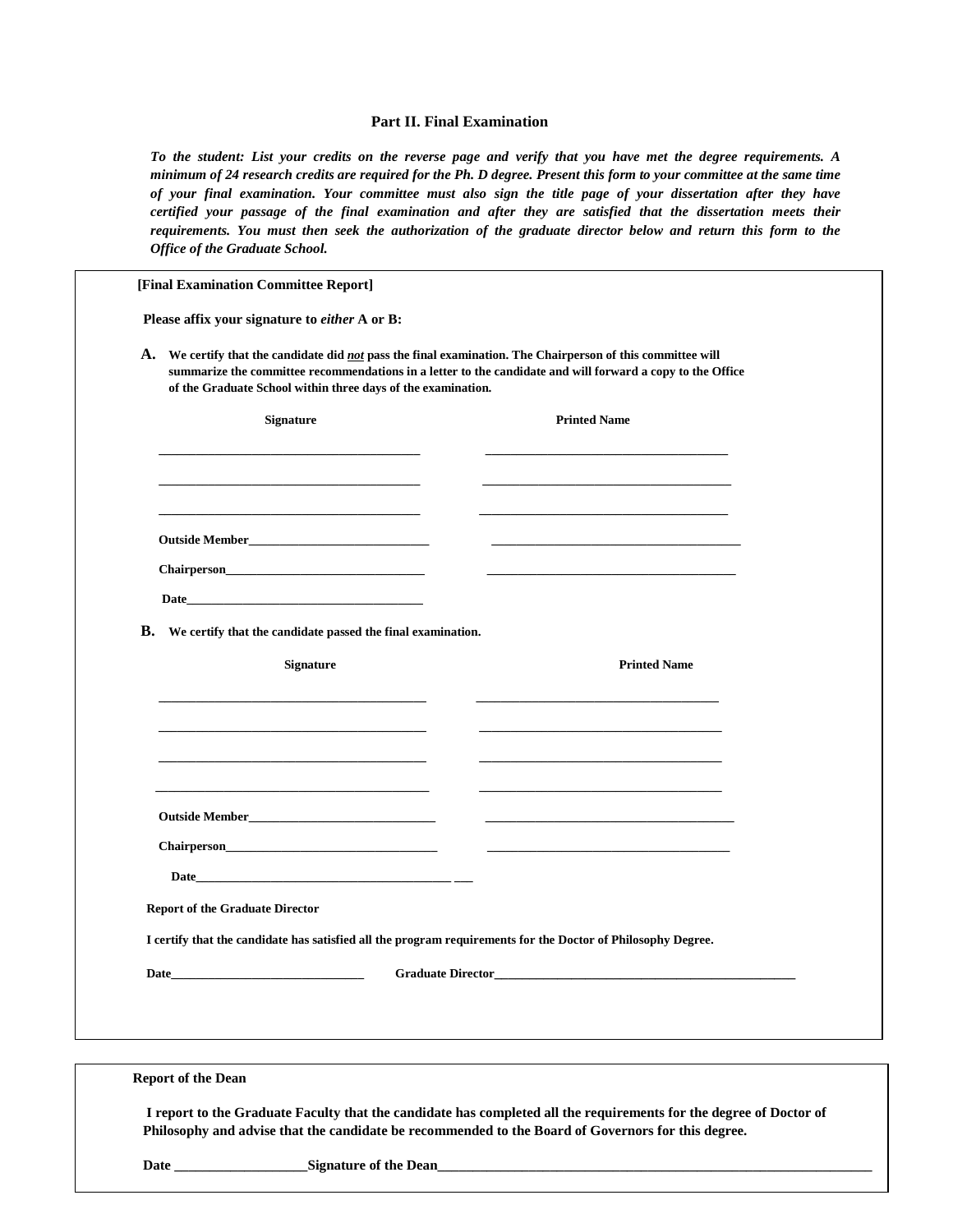## Part II. Final Examination

***To the student: List your credits on the reverse page and verify that you have met the degree requirements. A minimum of 24 research credits are required for the Ph. D degree. Present this form to your committee at the same time of your final examination. Your committee must also sign the title page of your dissertation after they have certified your passage of the final examination and after they are satisfied that the dissertation meets their requirements. You must then seek the authorization of the graduate director below and return this form to the Office of the Graduate School.***

**[Final Examination Committee Report]**

**Please affix your signature to *either* A or B:**

**A.** **We certify that the candidate did *not* pass the final examination. The Chairperson of this committee will summarize the committee recommendations in a letter to the candidate and will forward a copy to the Office of the Graduate School within three days of the examination.**

| **Signature** | **Printed Name** |
| --- | --- |
| ________________________________________ | _____________________________________ |
| ________________________________________ | _____________________________________ |
| ________________________________________ | _____________________________________ |
| **Outside Member**____________________________ | _____________________________________ |
| **Chairperson**_______________________________ | _____________________________________ |
| **Date**____________________________________ | |

**B.** **We certify that the candidate passed the final examination.**

| **Signature** | **Printed Name** |
| --- | --- |
| _________________________________________ | _____________________________________ |
| _________________________________________ | _____________________________________ |
| _________________________________________ | _____________________________________ |
| _________________________________________ | _____________________________________ |
| **Outside Member**_____________________________ | _____________________________________ |
| **Chairperson**_________________________________ | _____________________________________ |
| **Date**________________________________________ ___ | |

**Report of the Graduate Director**

**I certify that the candidate has satisfied all the program requirements for the Doctor of Philosophy Degree.**

**Date**______________________________ **Graduate Director**______________________________________________

**Report of the Dean**

**I report to the Graduate Faculty that the candidate has completed all the requirements for the degree of Doctor of Philosophy and advise that the candidate be recommended to the Board of Governors for this degree.**

**Date** ___________________**Signature of the Dean**_________________________________________________________________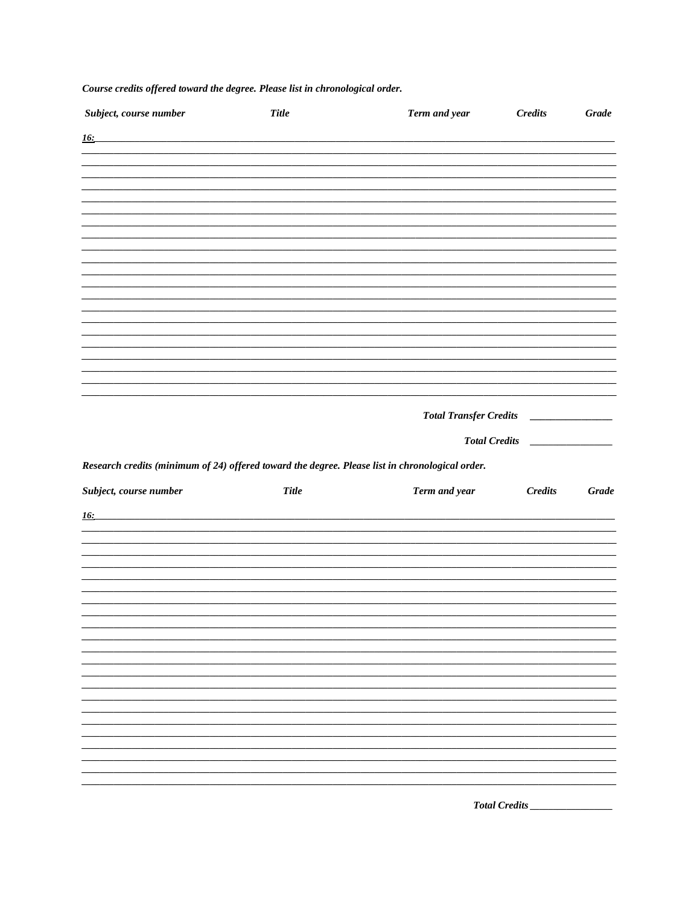***Course credits offered toward the degree. Please list in chronological order.***

| ***Subject, course number*** | ***Title*** | ***Term and year*** | ***Credits*** | ***Grade*** |
| --- | --- | --- | --- | --- |
| ***16:*** | | | | |
| | | | | |
| | | | | |
| | | | | |
| | | | | |
| | | | | |
| | | | | |
| | | | | |
| | | | | |
| | | | | |
| | | | | |
| | | | | |
| | | | | |
| | | | | |
| | | | | |
| | | | | |
| | | | | |
| | | | | |
| | | | | |
| | | | | |
| | | | | |
| | | | | |

***Total Transfer Credits*** ________________

***Total Credits*** ________________

***Research credits (minimum of 24) offered toward the degree. Please list in chronological order.***

| ***Subject, course number*** | ***Title*** | ***Term and year*** | ***Credits*** | ***Grade*** |
| --- | --- | --- | --- | --- |
| ***16:*** | | | | |
| | | | | |
| | | | | |
| | | | | |
| | | | | |
| | | | | |
| | | | | |
| | | | | |
| | | | | |
| | | | | |
| | | | | |
| | | | | |
| | | | | |
| | | | | |
| | | | | |
| | | | | |
| | | | | |
| | | | | |
| | | | | |
| | | | | |
| | | | | |
| | | | | |
| | | | | |

***Total Credits*** ________________